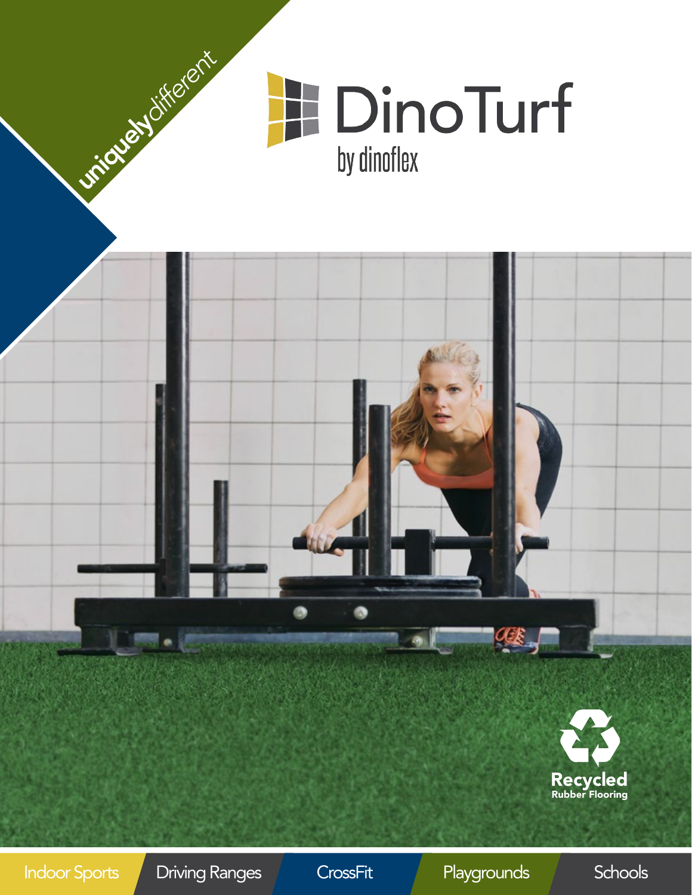uniquelydifferent

# DinoTurf

by dinoflex

Recycled
Rubber Flooring

Indoor Sports | Driving Ranges | CrossFit | Playgrounds | Schools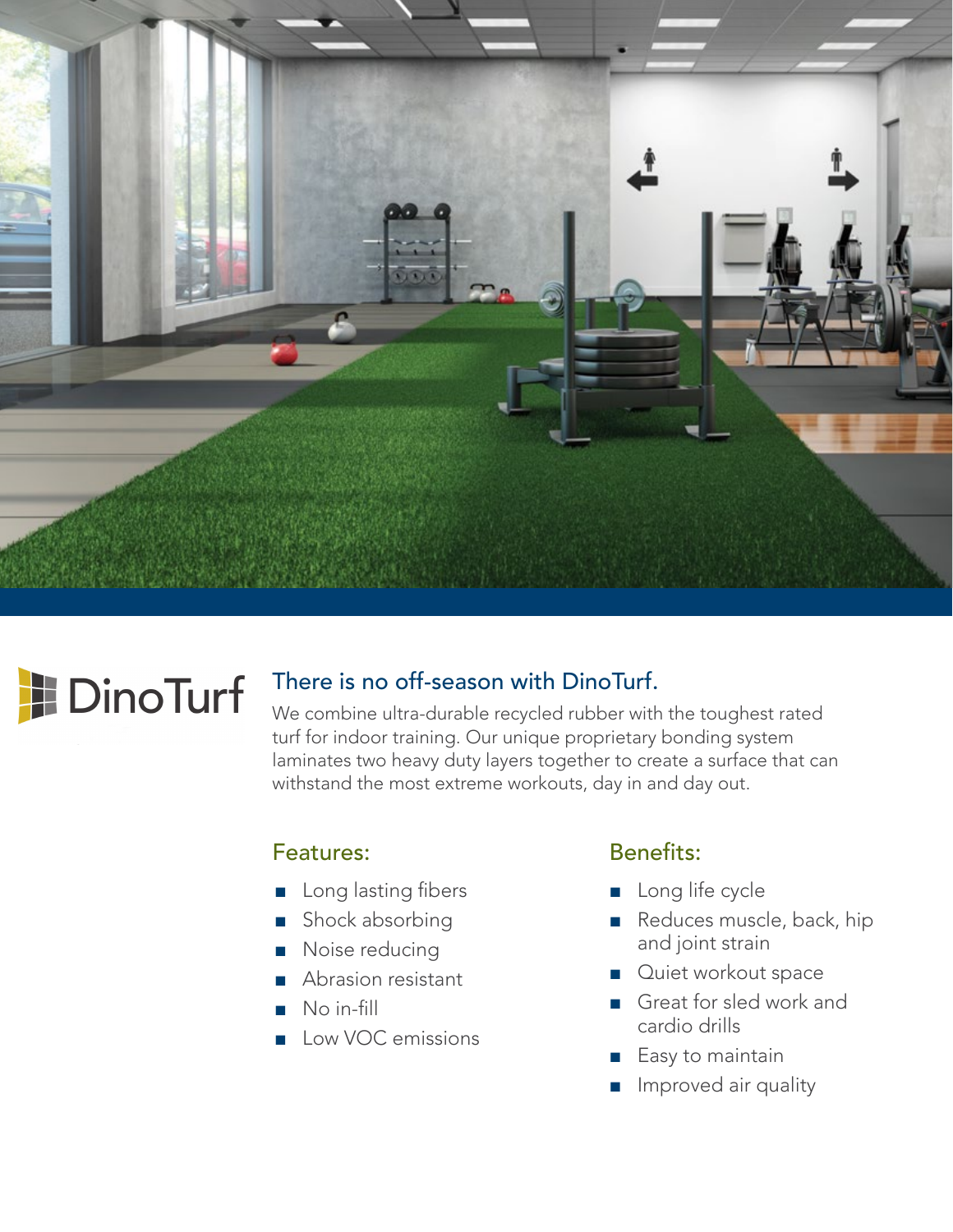DinoTurf

## There is no off-season with DinoTurf.

We combine ultra-durable recycled rubber with the toughest rated turf for indoor training. Our unique proprietary bonding system laminates two heavy duty layers together to create a surface that can withstand the most extreme workouts, day in and day out.

### Features:

- Long lasting fibers
- Shock absorbing
- Noise reducing
- Abrasion resistant
- No in-fill
- Low VOC emissions

### Benefits:

- Long life cycle
- Reduces muscle, back, hip and joint strain
- Quiet workout space
- Great for sled work and cardio drills
- Easy to maintain
- Improved air quality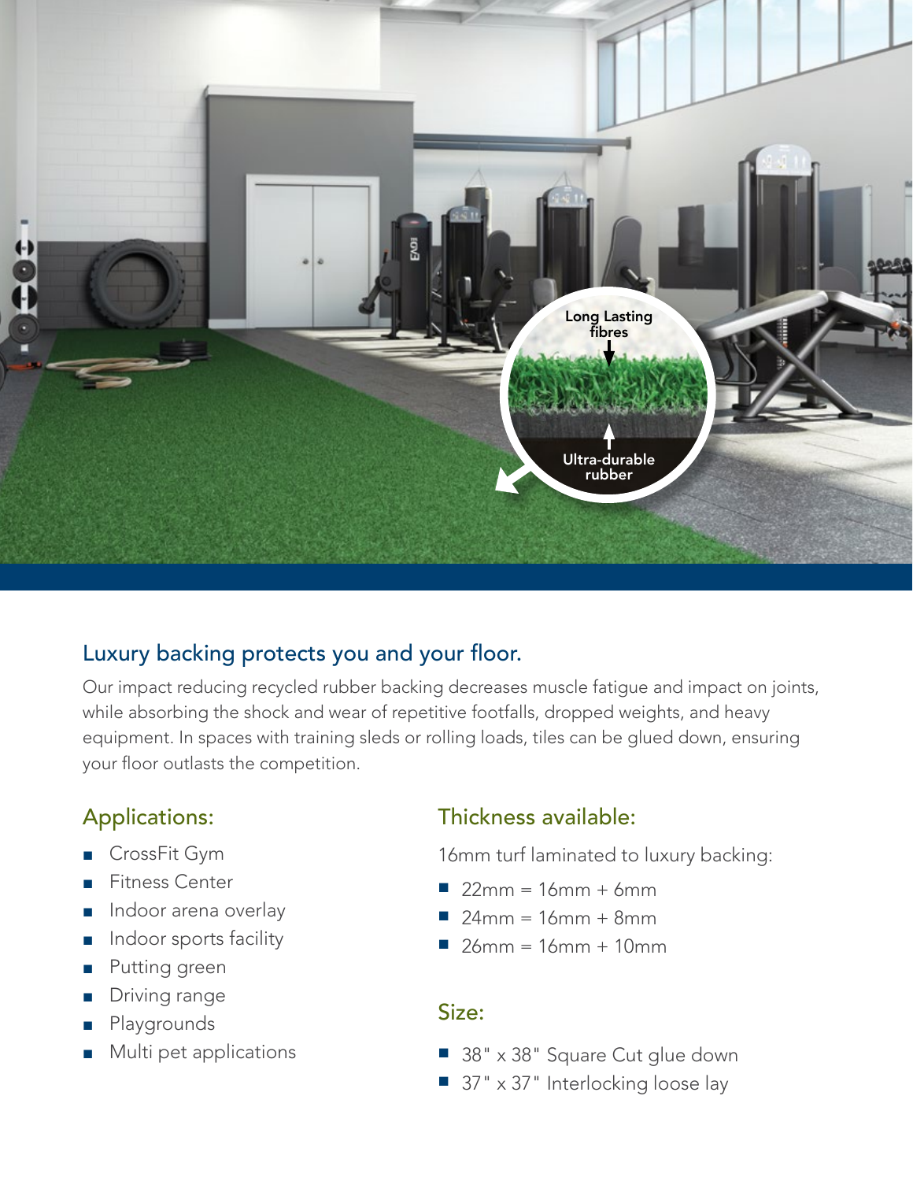## Luxury backing protects you and your floor.

Our impact reducing recycled rubber backing decreases muscle fatigue and impact on joints, while absorbing the shock and wear of repetitive footfalls, dropped weights, and heavy equipment. In spaces with training sleds or rolling loads, tiles can be glued down, ensuring your floor outlasts the competition.

### Applications:

- CrossFit Gym
- Fitness Center
- Indoor arena overlay
- Indoor sports facility
- Putting green
- Driving range
- Playgrounds
- Multi pet applications

### Thickness available:

16mm turf laminated to luxury backing:

- 22mm = 16mm + 6mm
- 24mm = 16mm + 8mm
- 26mm = 16mm + 10mm

### Size:

- 38" x 38" Square Cut glue down
- 37" x 37" Interlocking loose lay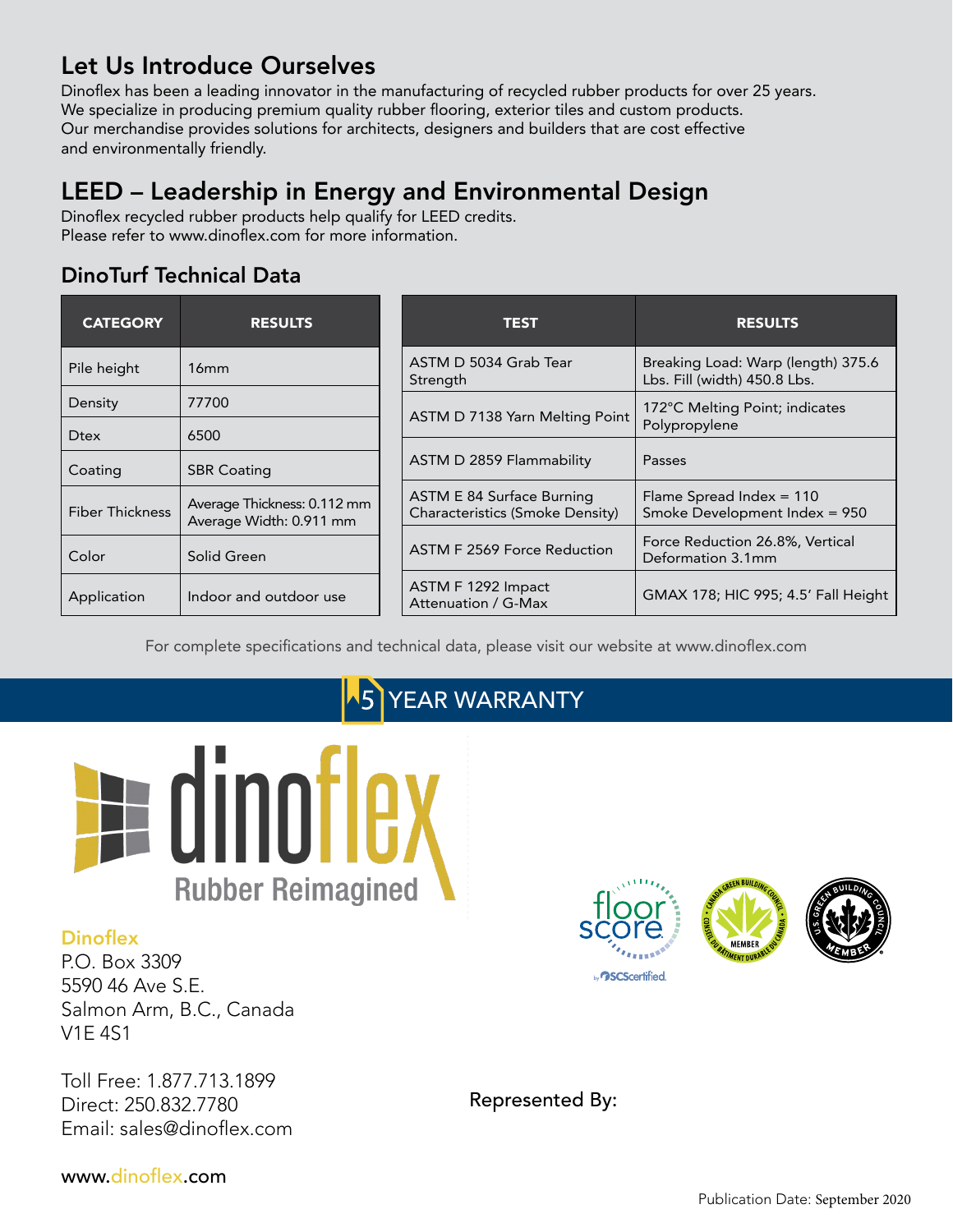## Let Us Introduce Ourselves

Dinoflex has been a leading innovator in the manufacturing of recycled rubber products for over 25 years. We specialize in producing premium quality rubber flooring, exterior tiles and custom products. Our merchandise provides solutions for architects, designers and builders that are cost effective and environmentally friendly.

## LEED – Leadership in Energy and Environmental Design

Dinoflex recycled rubber products help qualify for LEED credits. Please refer to www.dinoflex.com for more information.

### DinoTurf Technical Data

| CATEGORY | RESULTS |
|---|---|
| Pile height | 16mm |
| Density | 77700 |
| Dtex | 6500 |
| Coating | SBR Coating |
| Fiber Thickness | Average Thickness: 0.112 mm Average Width: 0.911 mm |
| Color | Solid Green |
| Application | Indoor and outdoor use |

| TEST | RESULTS |
|---|---|
| ASTM D 5034 Grab Tear Strength | Breaking Load: Warp (length) 375.6 Lbs. Fill (width) 450.8 Lbs. |
| ASTM D 7138 Yarn Melting Point | 172°C Melting Point; indicates Polypropylene |
| ASTM D 2859 Flammability | Passes |
| ASTM E 84 Surface Burning Characteristics (Smoke Density) | Flame Spread Index = 110 Smoke Development Index = 950 |
| ASTM F 2569 Force Reduction | Force Reduction 26.8%, Vertical Deformation 3.1mm |
| ASTM F 1292 Impact Attenuation / G-Max | GMAX 178; HIC 995; 4.5' Fall Height |

For complete specifications and technical data, please visit our website at www.dinoflex.com

5 YEAR WARRANTY

dinoflex
Rubber Reimagined

**Dinoflex**
P.O. Box 3309
5590 46 Ave S.E.
Salmon Arm, B.C., Canada
V1E 4S1

Toll Free: 1.877.713.1899
Direct: 250.832.7780
Email: sales@dinoflex.com

www.dinoflex.com

floor score by SCScertified.

Canada Green Building Council – Member

U.S. Green Building Council – Member

Represented By:

Publication Date: September 2020